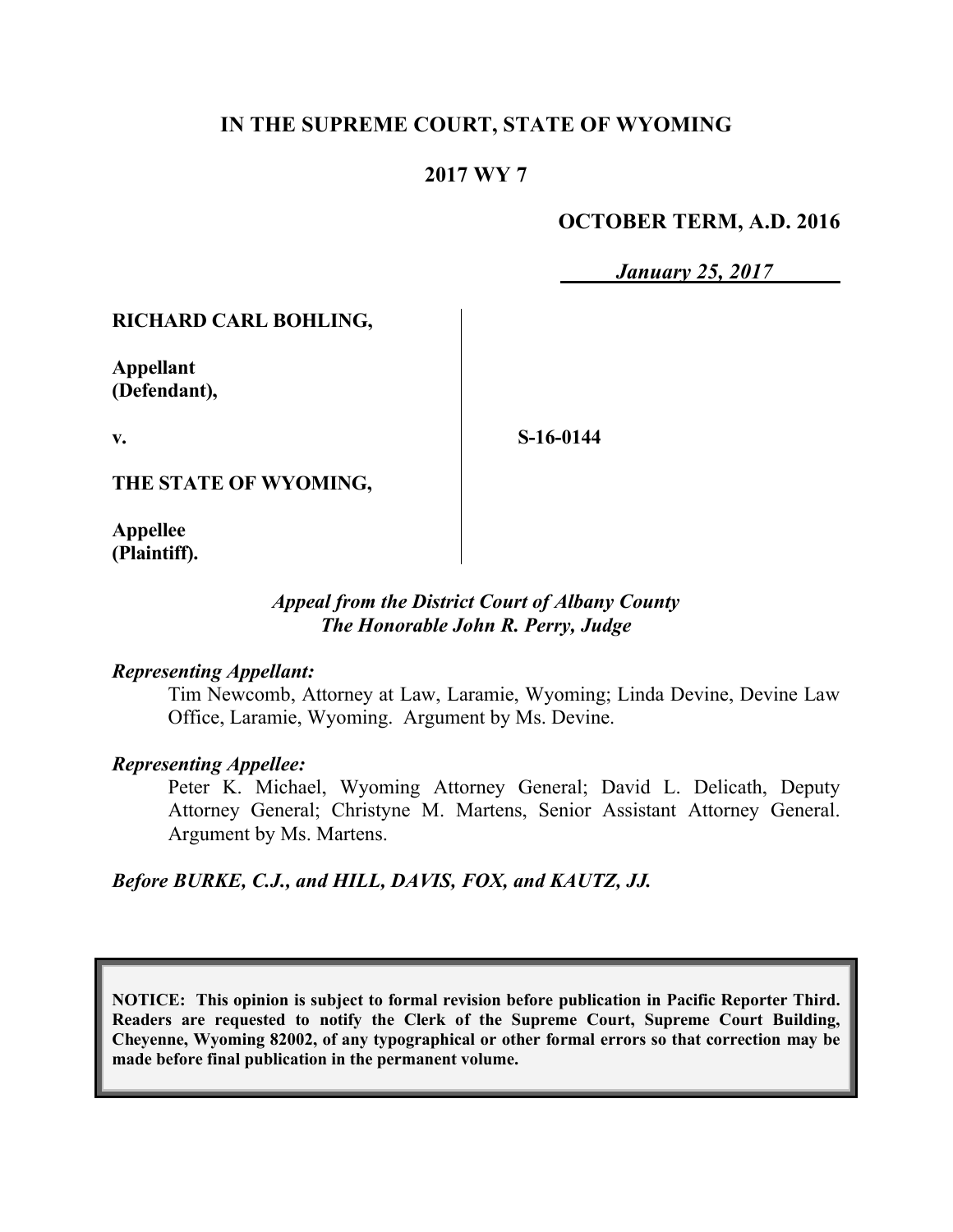**IN THE SUPREME COURT, STATE OF WYOMING**

**2017 WY 7**

**OCTOBER TERM, A.D. 2016**

***January 25, 2017***

**RICHARD CARL BOHLING,**

**Appellant (Defendant),**

**v.**

**S-16-0144**

**THE STATE OF WYOMING,**

**Appellee (Plaintiff).**

*Appeal from the District Court of Albany County*
*The Honorable John R. Perry, Judge*

***Representing Appellant:***

Tim Newcomb, Attorney at Law, Laramie, Wyoming; Linda Devine, Devine Law Office, Laramie, Wyoming. Argument by Ms. Devine.

***Representing Appellee:***

Peter K. Michael, Wyoming Attorney General; David L. Delicath, Deputy Attorney General; Christyne M. Martens, Senior Assistant Attorney General. Argument by Ms. Martens.

***Before BURKE, C.J., and HILL, DAVIS, FOX, and KAUTZ, JJ.***

**NOTICE: This opinion is subject to formal revision before publication in Pacific Reporter Third. Readers are requested to notify the Clerk of the Supreme Court, Supreme Court Building, Cheyenne, Wyoming 82002, of any typographical or other formal errors so that correction may be made before final publication in the permanent volume.**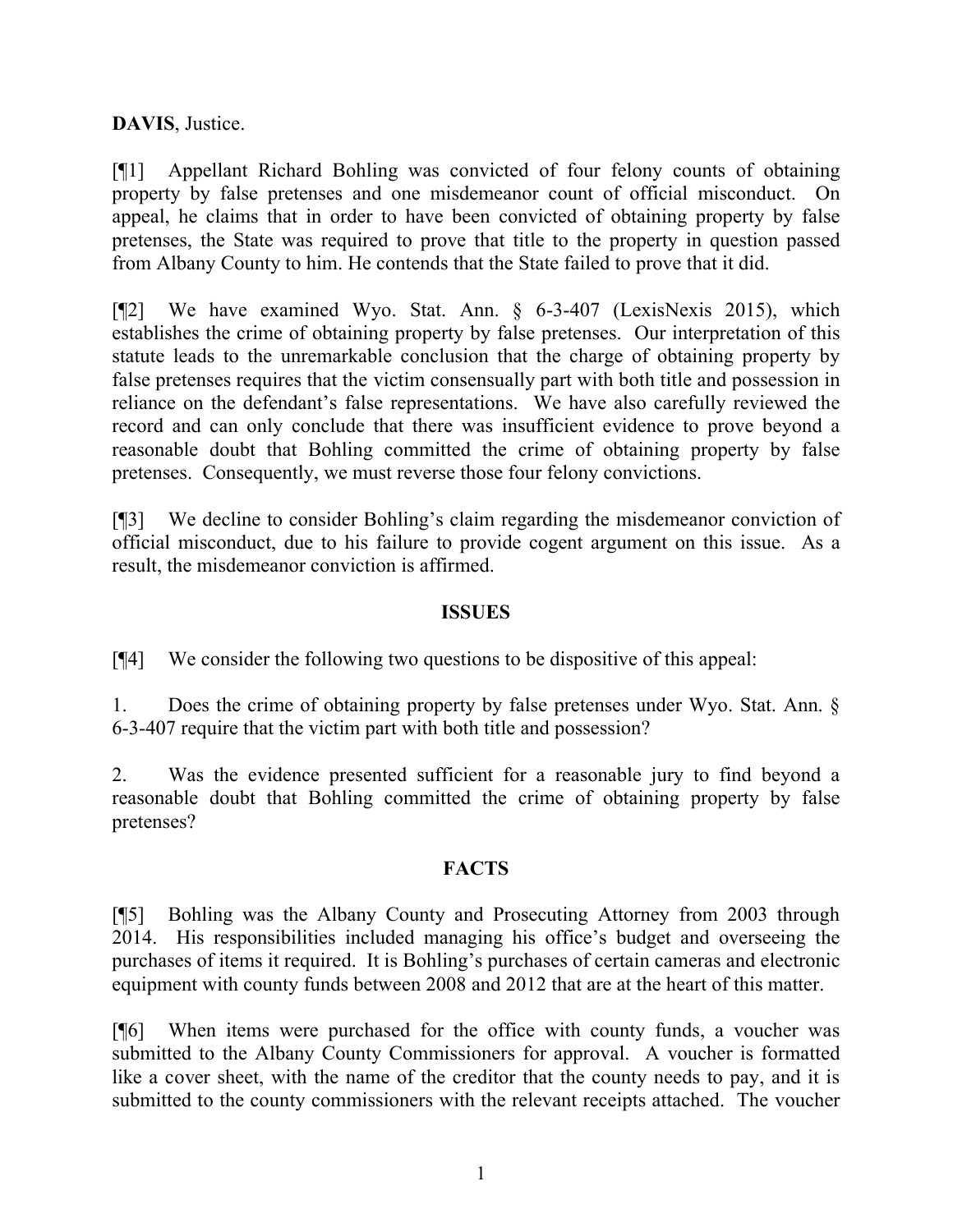**DAVIS**, Justice.

[¶1] Appellant Richard Bohling was convicted of four felony counts of obtaining property by false pretenses and one misdemeanor count of official misconduct. On appeal, he claims that in order to have been convicted of obtaining property by false pretenses, the State was required to prove that title to the property in question passed from Albany County to him. He contends that the State failed to prove that it did.

[¶2] We have examined Wyo. Stat. Ann. § 6-3-407 (LexisNexis 2015), which establishes the crime of obtaining property by false pretenses. Our interpretation of this statute leads to the unremarkable conclusion that the charge of obtaining property by false pretenses requires that the victim consensually part with both title and possession in reliance on the defendant's false representations. We have also carefully reviewed the record and can only conclude that there was insufficient evidence to prove beyond a reasonable doubt that Bohling committed the crime of obtaining property by false pretenses. Consequently, we must reverse those four felony convictions.

[¶3] We decline to consider Bohling's claim regarding the misdemeanor conviction of official misconduct, due to his failure to provide cogent argument on this issue. As a result, the misdemeanor conviction is affirmed.

## ISSUES

[¶4] We consider the following two questions to be dispositive of this appeal:

1. Does the crime of obtaining property by false pretenses under Wyo. Stat. Ann. § 6-3-407 require that the victim part with both title and possession?

2. Was the evidence presented sufficient for a reasonable jury to find beyond a reasonable doubt that Bohling committed the crime of obtaining property by false pretenses?

## FACTS

[¶5] Bohling was the Albany County and Prosecuting Attorney from 2003 through 2014. His responsibilities included managing his office's budget and overseeing the purchases of items it required. It is Bohling's purchases of certain cameras and electronic equipment with county funds between 2008 and 2012 that are at the heart of this matter.

[¶6] When items were purchased for the office with county funds, a voucher was submitted to the Albany County Commissioners for approval. A voucher is formatted like a cover sheet, with the name of the creditor that the county needs to pay, and it is submitted to the county commissioners with the relevant receipts attached. The voucher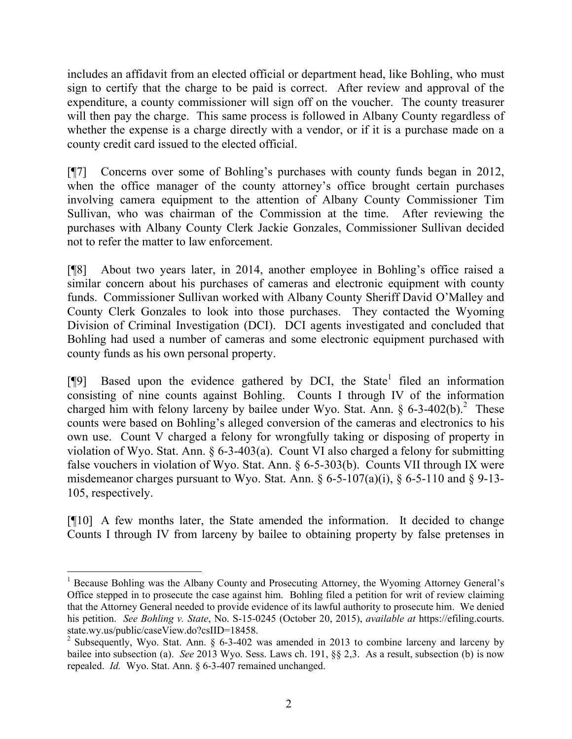includes an affidavit from an elected official or department head, like Bohling, who must sign to certify that the charge to be paid is correct. After review and approval of the expenditure, a county commissioner will sign off on the voucher. The county treasurer will then pay the charge. This same process is followed in Albany County regardless of whether the expense is a charge directly with a vendor, or if it is a purchase made on a county credit card issued to the elected official.

[¶7] Concerns over some of Bohling's purchases with county funds began in 2012, when the office manager of the county attorney's office brought certain purchases involving camera equipment to the attention of Albany County Commissioner Tim Sullivan, who was chairman of the Commission at the time. After reviewing the purchases with Albany County Clerk Jackie Gonzales, Commissioner Sullivan decided not to refer the matter to law enforcement.

[¶8] About two years later, in 2014, another employee in Bohling's office raised a similar concern about his purchases of cameras and electronic equipment with county funds. Commissioner Sullivan worked with Albany County Sheriff David O'Malley and County Clerk Gonzales to look into those purchases. They contacted the Wyoming Division of Criminal Investigation (DCI). DCI agents investigated and concluded that Bohling had used a number of cameras and some electronic equipment purchased with county funds as his own personal property.

[¶9] Based upon the evidence gathered by DCI, the State[1] filed an information consisting of nine counts against Bohling. Counts I through IV of the information charged him with felony larceny by bailee under Wyo. Stat. Ann. § 6-3-402(b).[2] These counts were based on Bohling's alleged conversion of the cameras and electronics to his own use. Count V charged a felony for wrongfully taking or disposing of property in violation of Wyo. Stat. Ann. § 6-3-403(a). Count VI also charged a felony for submitting false vouchers in violation of Wyo. Stat. Ann. § 6-5-303(b). Counts VII through IX were misdemeanor charges pursuant to Wyo. Stat. Ann. § 6-5-107(a)(i), § 6-5-110 and § 9-13-105, respectively.

[¶10] A few months later, the State amended the information. It decided to change Counts I through IV from larceny by bailee to obtaining property by false pretenses in

---

[1] Because Bohling was the Albany County and Prosecuting Attorney, the Wyoming Attorney General's Office stepped in to prosecute the case against him. Bohling filed a petition for writ of review claiming that the Attorney General needed to provide evidence of its lawful authority to prosecute him. We denied his petition. *See Bohling v. State*, No. S-15-0245 (October 20, 2015), *available at* https://efiling.courts.state.wy.us/public/caseView.do?csIID=18458.

[2] Subsequently, Wyo. Stat. Ann. § 6-3-402 was amended in 2013 to combine larceny and larceny by bailee into subsection (a). *See* 2013 Wyo. Sess. Laws ch. 191, §§ 2,3. As a result, subsection (b) is now repealed. *Id.* Wyo. Stat. Ann. § 6-3-407 remained unchanged.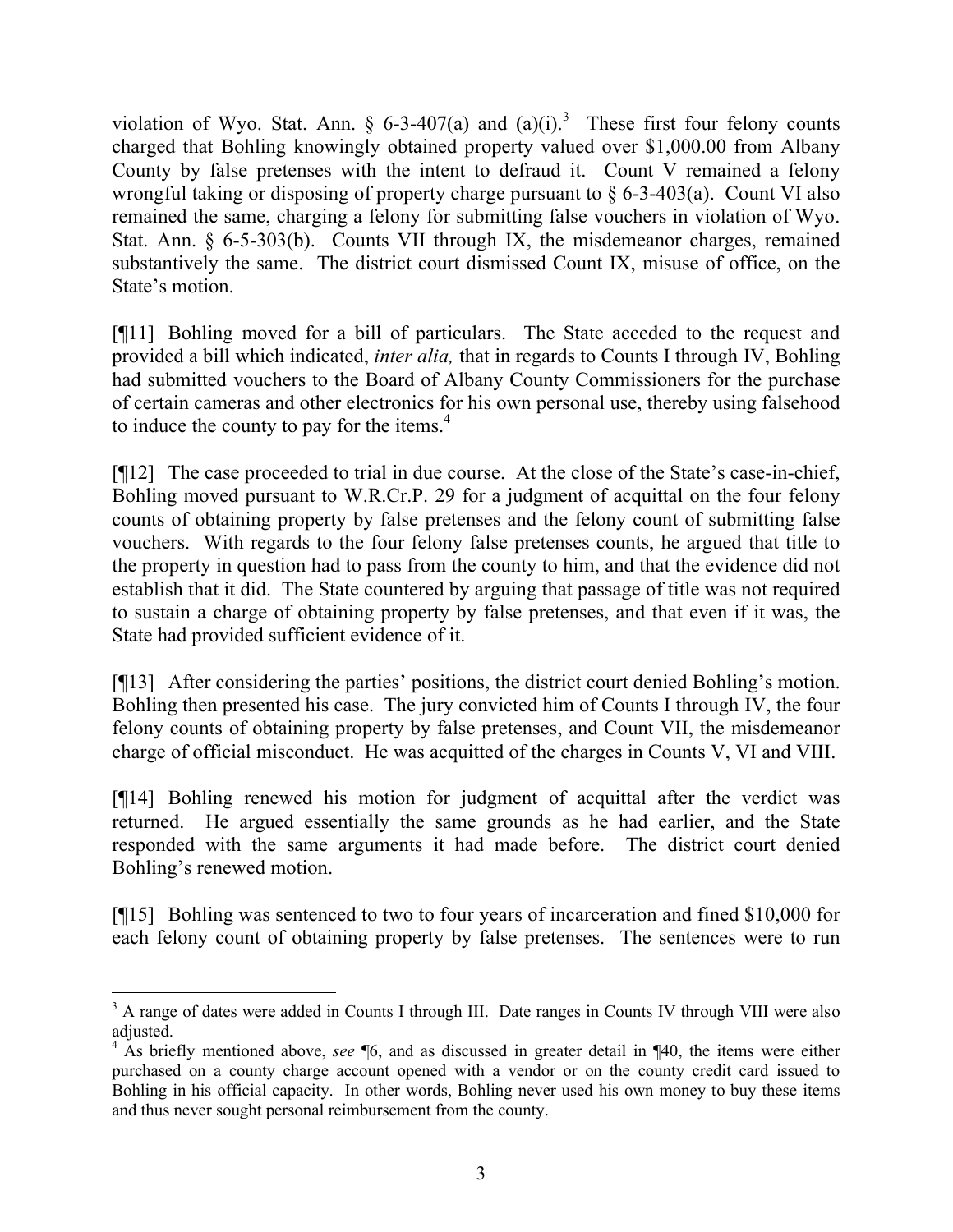violation of Wyo. Stat. Ann. § 6-3-407(a) and (a)(i).[3] These first four felony counts charged that Bohling knowingly obtained property valued over $1,000.00 from Albany County by false pretenses with the intent to defraud it. Count V remained a felony wrongful taking or disposing of property charge pursuant to § 6-3-403(a). Count VI also remained the same, charging a felony for submitting false vouchers in violation of Wyo. Stat. Ann. § 6-5-303(b). Counts VII through IX, the misdemeanor charges, remained substantively the same. The district court dismissed Count IX, misuse of office, on the State's motion.

[¶11] Bohling moved for a bill of particulars. The State acceded to the request and provided a bill which indicated, *inter alia,* that in regards to Counts I through IV, Bohling had submitted vouchers to the Board of Albany County Commissioners for the purchase of certain cameras and other electronics for his own personal use, thereby using falsehood to induce the county to pay for the items.[4]

[¶12] The case proceeded to trial in due course. At the close of the State's case-in-chief, Bohling moved pursuant to W.R.Cr.P. 29 for a judgment of acquittal on the four felony counts of obtaining property by false pretenses and the felony count of submitting false vouchers. With regards to the four felony false pretenses counts, he argued that title to the property in question had to pass from the county to him, and that the evidence did not establish that it did. The State countered by arguing that passage of title was not required to sustain a charge of obtaining property by false pretenses, and that even if it was, the State had provided sufficient evidence of it.

[¶13] After considering the parties' positions, the district court denied Bohling's motion. Bohling then presented his case. The jury convicted him of Counts I through IV, the four felony counts of obtaining property by false pretenses, and Count VII, the misdemeanor charge of official misconduct. He was acquitted of the charges in Counts V, VI and VIII.

[¶14] Bohling renewed his motion for judgment of acquittal after the verdict was returned. He argued essentially the same grounds as he had earlier, and the State responded with the same arguments it had made before. The district court denied Bohling's renewed motion.

[¶15] Bohling was sentenced to two to four years of incarceration and fined $10,000 for each felony count of obtaining property by false pretenses. The sentences were to run

---

[3] A range of dates were added in Counts I through III. Date ranges in Counts IV through VIII were also adjusted.

[4] As briefly mentioned above, *see* ¶6, and as discussed in greater detail in ¶40, the items were either purchased on a county charge account opened with a vendor or on the county credit card issued to Bohling in his official capacity. In other words, Bohling never used his own money to buy these items and thus never sought personal reimbursement from the county.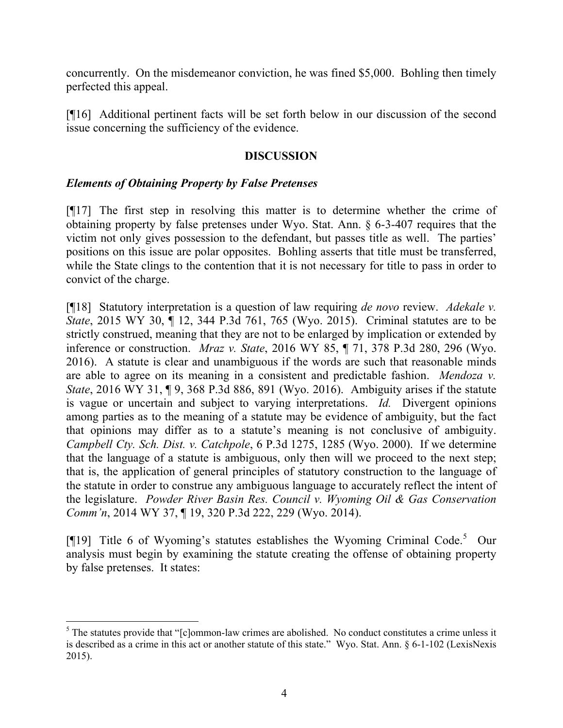concurrently. On the misdemeanor conviction, he was fined $5,000. Bohling then timely perfected this appeal.

[¶16] Additional pertinent facts will be set forth below in our discussion of the second issue concerning the sufficiency of the evidence.

## DISCUSSION

### *Elements of Obtaining Property by False Pretenses*

[¶17] The first step in resolving this matter is to determine whether the crime of obtaining property by false pretenses under Wyo. Stat. Ann. § 6-3-407 requires that the victim not only gives possession to the defendant, but passes title as well. The parties' positions on this issue are polar opposites. Bohling asserts that title must be transferred, while the State clings to the contention that it is not necessary for title to pass in order to convict of the charge.

[¶18] Statutory interpretation is a question of law requiring *de novo* review. *Adekale v. State*, 2015 WY 30, ¶ 12, 344 P.3d 761, 765 (Wyo. 2015). Criminal statutes are to be strictly construed, meaning that they are not to be enlarged by implication or extended by inference or construction. *Mraz v. State*, 2016 WY 85, ¶ 71, 378 P.3d 280, 296 (Wyo. 2016). A statute is clear and unambiguous if the words are such that reasonable minds are able to agree on its meaning in a consistent and predictable fashion. *Mendoza v. State*, 2016 WY 31, ¶ 9, 368 P.3d 886, 891 (Wyo. 2016). Ambiguity arises if the statute is vague or uncertain and subject to varying interpretations. *Id.* Divergent opinions among parties as to the meaning of a statute may be evidence of ambiguity, but the fact that opinions may differ as to a statute's meaning is not conclusive of ambiguity. *Campbell Cty. Sch. Dist. v. Catchpole*, 6 P.3d 1275, 1285 (Wyo. 2000). If we determine that the language of a statute is ambiguous, only then will we proceed to the next step; that is, the application of general principles of statutory construction to the language of the statute in order to construe any ambiguous language to accurately reflect the intent of the legislature. *Powder River Basin Res. Council v. Wyoming Oil & Gas Conservation Comm'n*, 2014 WY 37, ¶ 19, 320 P.3d 222, 229 (Wyo. 2014).

[¶19] Title 6 of Wyoming's statutes establishes the Wyoming Criminal Code.[5] Our analysis must begin by examining the statute creating the offense of obtaining property by false pretenses. It states:

---

[5] The statutes provide that "[c]ommon-law crimes are abolished. No conduct constitutes a crime unless it is described as a crime in this act or another statute of this state." Wyo. Stat. Ann. § 6-1-102 (LexisNexis 2015).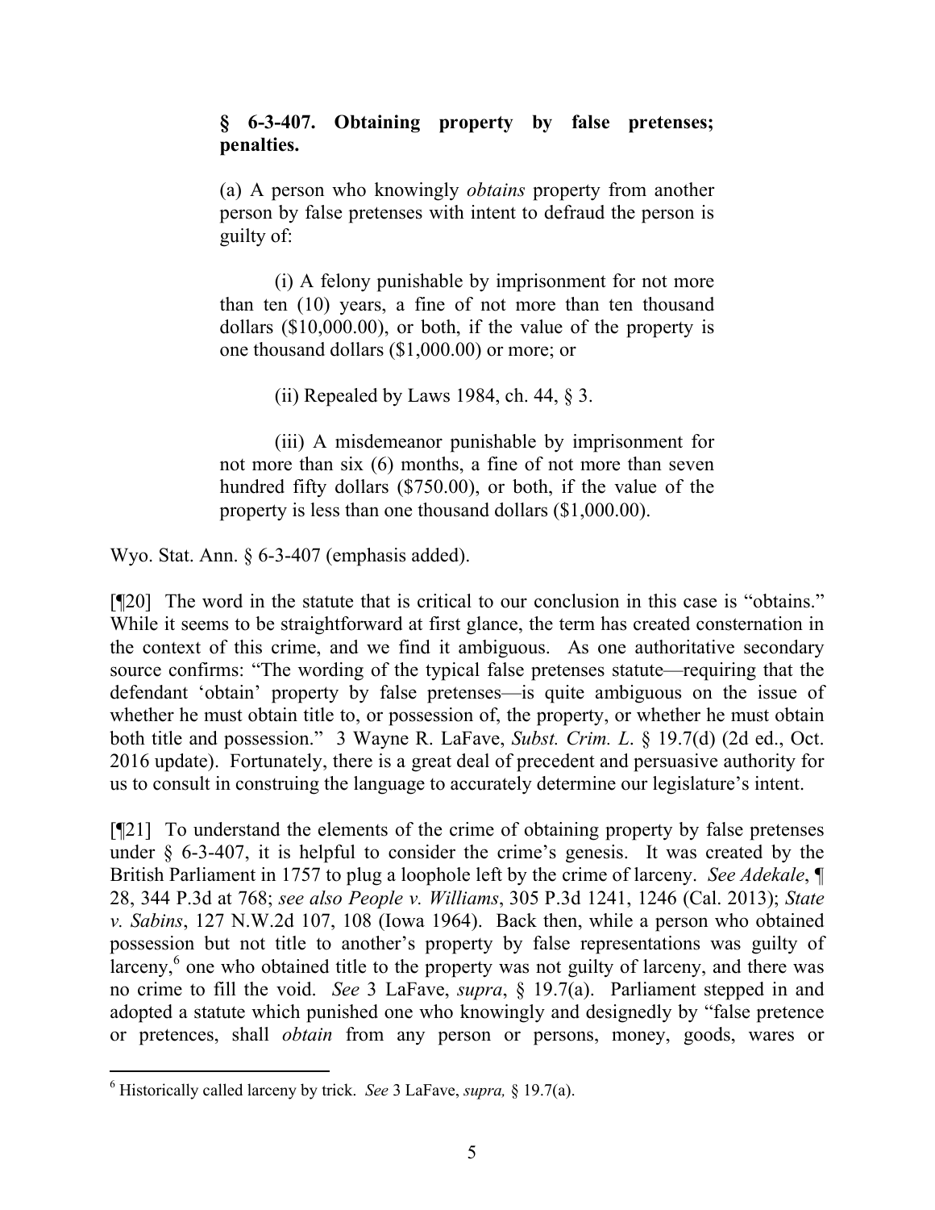> **§ 6-3-407. Obtaining property by false pretenses; penalties.**
>
> (a) A person who knowingly *obtains* property from another person by false pretenses with intent to defraud the person is guilty of:
>
> (i) A felony punishable by imprisonment for not more than ten (10) years, a fine of not more than ten thousand dollars ($10,000.00), or both, if the value of the property is one thousand dollars ($1,000.00) or more; or
>
> (ii) Repealed by Laws 1984, ch. 44, § 3.
>
> (iii) A misdemeanor punishable by imprisonment for not more than six (6) months, a fine of not more than seven hundred fifty dollars ($750.00), or both, if the value of the property is less than one thousand dollars ($1,000.00).

Wyo. Stat. Ann. § 6-3-407 (emphasis added).

[¶20] The word in the statute that is critical to our conclusion in this case is "obtains." While it seems to be straightforward at first glance, the term has created consternation in the context of this crime, and we find it ambiguous. As one authoritative secondary source confirms: "The wording of the typical false pretenses statute—requiring that the defendant 'obtain' property by false pretenses—is quite ambiguous on the issue of whether he must obtain title to, or possession of, the property, or whether he must obtain both title and possession." 3 Wayne R. LaFave, *Subst. Crim. L.* § 19.7(d) (2d ed., Oct. 2016 update). Fortunately, there is a great deal of precedent and persuasive authority for us to consult in construing the language to accurately determine our legislature's intent.

[¶21] To understand the elements of the crime of obtaining property by false pretenses under § 6-3-407, it is helpful to consider the crime's genesis. It was created by the British Parliament in 1757 to plug a loophole left by the crime of larceny. *See Adekale*, ¶ 28, 344 P.3d at 768; *see also People v. Williams*, 305 P.3d 1241, 1246 (Cal. 2013); *State v. Sabins*, 127 N.W.2d 107, 108 (Iowa 1964). Back then, while a person who obtained possession but not title to another's property by false representations was guilty of larceny,[6] one who obtained title to the property was not guilty of larceny, and there was no crime to fill the void. *See* 3 LaFave, *supra*, § 19.7(a). Parliament stepped in and adopted a statute which punished one who knowingly and designedly by "false pretence or pretences, shall *obtain* from any person or persons, money, goods, wares or

[6] Historically called larceny by trick. *See* 3 LaFave, *supra,* § 19.7(a).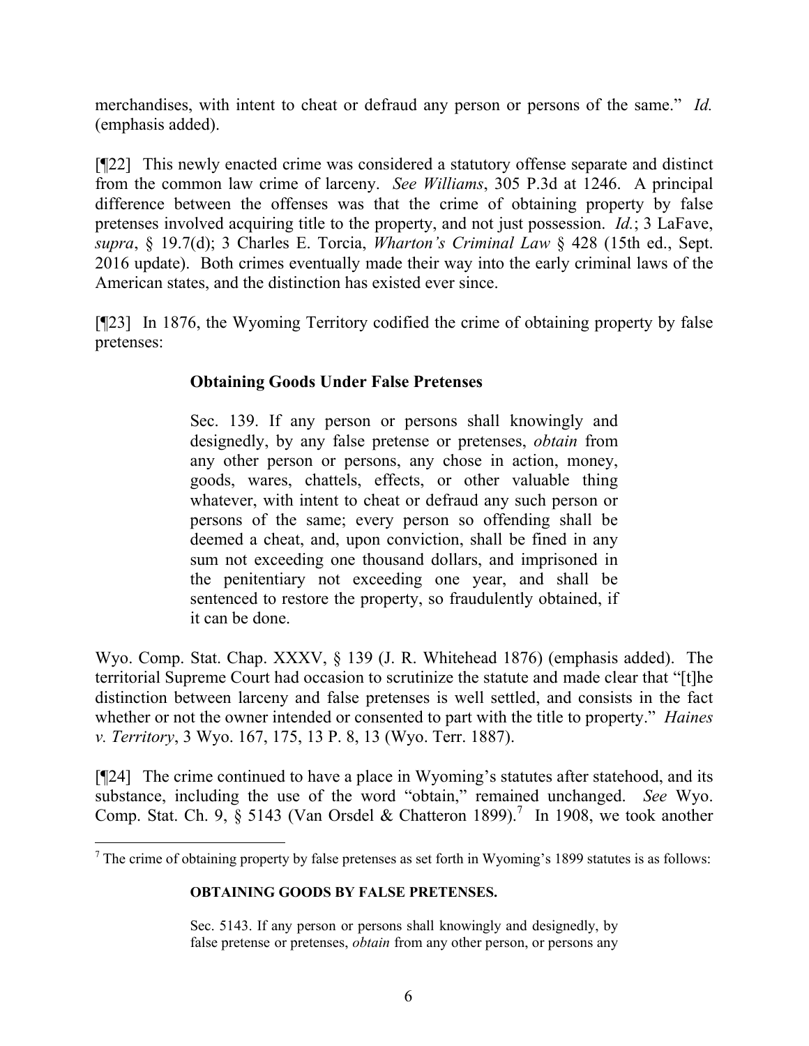merchandises, with intent to cheat or defraud any person or persons of the same." *Id.* (emphasis added).

[¶22] This newly enacted crime was considered a statutory offense separate and distinct from the common law crime of larceny. *See Williams*, 305 P.3d at 1246. A principal difference between the offenses was that the crime of obtaining property by false pretenses involved acquiring title to the property, and not just possession. *Id.*; 3 LaFave, *supra*, § 19.7(d); 3 Charles E. Torcia, *Wharton's Criminal Law* § 428 (15th ed., Sept. 2016 update). Both crimes eventually made their way into the early criminal laws of the American states, and the distinction has existed ever since.

[¶23] In 1876, the Wyoming Territory codified the crime of obtaining property by false pretenses:

> **Obtaining Goods Under False Pretenses**
>
> Sec. 139. If any person or persons shall knowingly and designedly, by any false pretense or pretenses, *obtain* from any other person or persons, any chose in action, money, goods, wares, chattels, effects, or other valuable thing whatever, with intent to cheat or defraud any such person or persons of the same; every person so offending shall be deemed a cheat, and, upon conviction, shall be fined in any sum not exceeding one thousand dollars, and imprisoned in the penitentiary not exceeding one year, and shall be sentenced to restore the property, so fraudulently obtained, if it can be done.

Wyo. Comp. Stat. Chap. XXXV, § 139 (J. R. Whitehead 1876) (emphasis added). The territorial Supreme Court had occasion to scrutinize the statute and made clear that "[t]he distinction between larceny and false pretenses is well settled, and consists in the fact whether or not the owner intended or consented to part with the title to property." *Haines v. Territory*, 3 Wyo. 167, 175, 13 P. 8, 13 (Wyo. Terr. 1887).

[¶24] The crime continued to have a place in Wyoming's statutes after statehood, and its substance, including the use of the word "obtain," remained unchanged. *See* Wyo. Comp. Stat. Ch. 9, § 5143 (Van Orsdel & Chatteron 1899).[7] In 1908, we took another

---

[7] The crime of obtaining property by false pretenses as set forth in Wyoming's 1899 statutes is as follows:

> **OBTAINING GOODS BY FALSE PRETENSES.**
>
> Sec. 5143. If any person or persons shall knowingly and designedly, by false pretense or pretenses, *obtain* from any other person, or persons any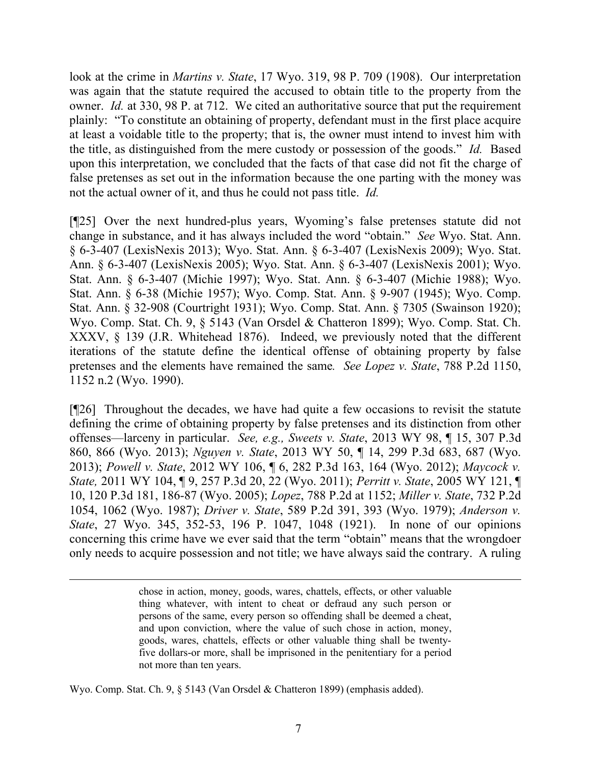look at the crime in *Martins v. State*, 17 Wyo. 319, 98 P. 709 (1908). Our interpretation was again that the statute required the accused to obtain title to the property from the owner. *Id.* at 330, 98 P. at 712. We cited an authoritative source that put the requirement plainly: "To constitute an obtaining of property, defendant must in the first place acquire at least a voidable title to the property; that is, the owner must intend to invest him with the title, as distinguished from the mere custody or possession of the goods." *Id.* Based upon this interpretation, we concluded that the facts of that case did not fit the charge of false pretenses as set out in the information because the one parting with the money was not the actual owner of it, and thus he could not pass title. *Id.*

[¶25] Over the next hundred-plus years, Wyoming's false pretenses statute did not change in substance, and it has always included the word "obtain." *See* Wyo. Stat. Ann. § 6-3-407 (LexisNexis 2013); Wyo. Stat. Ann. § 6-3-407 (LexisNexis 2009); Wyo. Stat. Ann. § 6-3-407 (LexisNexis 2005); Wyo. Stat. Ann. § 6-3-407 (LexisNexis 2001); Wyo. Stat. Ann. § 6-3-407 (Michie 1997); Wyo. Stat. Ann. § 6-3-407 (Michie 1988); Wyo. Stat. Ann. § 6-38 (Michie 1957); Wyo. Comp. Stat. Ann. § 9-907 (1945); Wyo. Comp. Stat. Ann. § 32-908 (Courtright 1931); Wyo. Comp. Stat. Ann. § 7305 (Swainson 1920); Wyo. Comp. Stat. Ch. 9, § 5143 (Van Orsdel & Chatteron 1899); Wyo. Comp. Stat. Ch. XXXV, § 139 (J.R. Whitehead 1876). Indeed, we previously noted that the different iterations of the statute define the identical offense of obtaining property by false pretenses and the elements have remained the same*. See Lopez v. State*, 788 P.2d 1150, 1152 n.2 (Wyo. 1990).

[¶26] Throughout the decades, we have had quite a few occasions to revisit the statute defining the crime of obtaining property by false pretenses and its distinction from other offenses—larceny in particular. *See, e.g., Sweets v. State*, 2013 WY 98, ¶ 15, 307 P.3d 860, 866 (Wyo. 2013); *Nguyen v. State*, 2013 WY 50, ¶ 14, 299 P.3d 683, 687 (Wyo. 2013); *Powell v. State*, 2012 WY 106, ¶ 6, 282 P.3d 163, 164 (Wyo. 2012); *Maycock v. State,* 2011 WY 104, ¶ 9, 257 P.3d 20, 22 (Wyo. 2011); *Perritt v. State*, 2005 WY 121, ¶ 10, 120 P.3d 181, 186-87 (Wyo. 2005); *Lopez*, 788 P.2d at 1152; *Miller v. State*, 732 P.2d 1054, 1062 (Wyo. 1987); *Driver v. State*, 589 P.2d 391, 393 (Wyo. 1979); *Anderson v. State*, 27 Wyo. 345, 352-53, 196 P. 1047, 1048 (1921). In none of our opinions concerning this crime have we ever said that the term "obtain" means that the wrongdoer only needs to acquire possession and not title; we have always said the contrary. A ruling

---

> chose in action, money, goods, wares, chattels, effects, or other valuable thing whatever, with intent to cheat or defraud any such person or persons of the same, every person so offending shall be deemed a cheat, and upon conviction, where the value of such chose in action, money, goods, wares, chattels, effects or other valuable thing shall be twenty-five dollars-or more, shall be imprisoned in the penitentiary for a period not more than ten years.

Wyo. Comp. Stat. Ch. 9, § 5143 (Van Orsdel & Chatteron 1899) (emphasis added).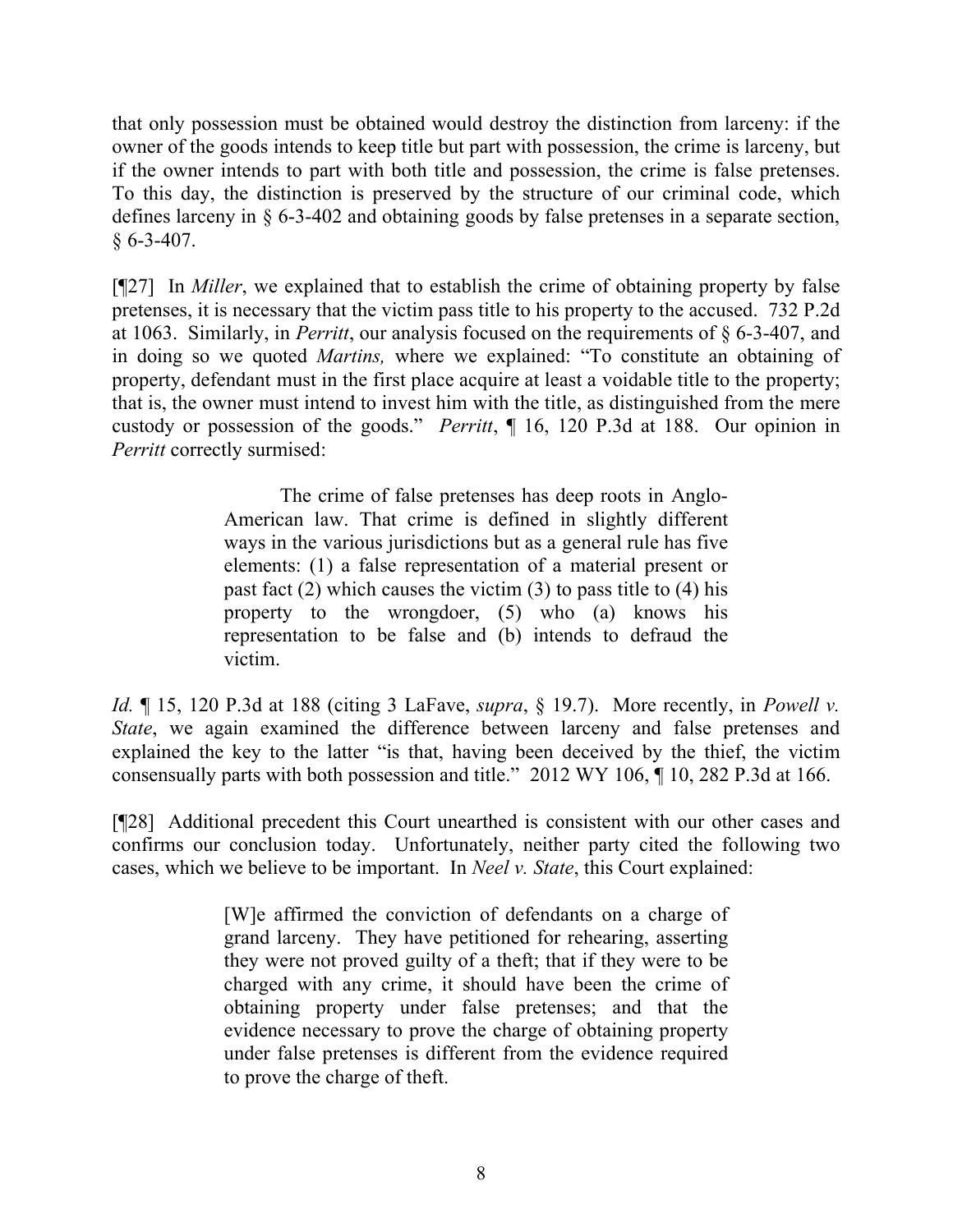that only possession must be obtained would destroy the distinction from larceny: if the owner of the goods intends to keep title but part with possession, the crime is larceny, but if the owner intends to part with both title and possession, the crime is false pretenses. To this day, the distinction is preserved by the structure of our criminal code, which defines larceny in § 6-3-402 and obtaining goods by false pretenses in a separate section, § 6-3-407.

[¶27] In *Miller*, we explained that to establish the crime of obtaining property by false pretenses, it is necessary that the victim pass title to his property to the accused. 732 P.2d at 1063. Similarly, in *Perritt*, our analysis focused on the requirements of § 6-3-407, and in doing so we quoted *Martins,* where we explained: "To constitute an obtaining of property, defendant must in the first place acquire at least a voidable title to the property; that is, the owner must intend to invest him with the title, as distinguished from the mere custody or possession of the goods." *Perritt*, ¶ 16, 120 P.3d at 188. Our opinion in *Perritt* correctly surmised:

> The crime of false pretenses has deep roots in Anglo-American law. That crime is defined in slightly different ways in the various jurisdictions but as a general rule has five elements: (1) a false representation of a material present or past fact (2) which causes the victim (3) to pass title to (4) his property to the wrongdoer, (5) who (a) knows his representation to be false and (b) intends to defraud the victim.

*Id.* ¶ 15, 120 P.3d at 188 (citing 3 LaFave, *supra*, § 19.7). More recently, in *Powell v. State*, we again examined the difference between larceny and false pretenses and explained the key to the latter "is that, having been deceived by the thief, the victim consensually parts with both possession and title." 2012 WY 106, ¶ 10, 282 P.3d at 166.

[¶28] Additional precedent this Court unearthed is consistent with our other cases and confirms our conclusion today. Unfortunately, neither party cited the following two cases, which we believe to be important. In *Neel v. State*, this Court explained:

> [W]e affirmed the conviction of defendants on a charge of grand larceny. They have petitioned for rehearing, asserting they were not proved guilty of a theft; that if they were to be charged with any crime, it should have been the crime of obtaining property under false pretenses; and that the evidence necessary to prove the charge of obtaining property under false pretenses is different from the evidence required to prove the charge of theft.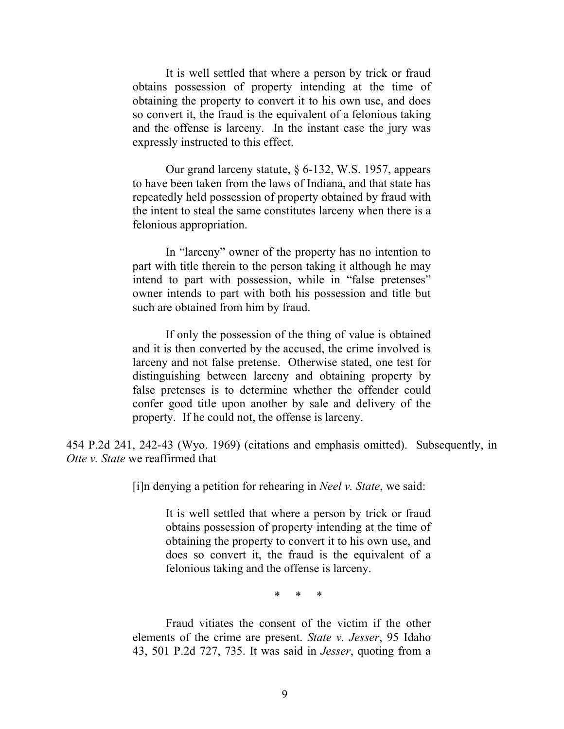> It is well settled that where a person by trick or fraud obtains possession of property intending at the time of obtaining the property to convert it to his own use, and does so convert it, the fraud is the equivalent of a felonious taking and the offense is larceny. In the instant case the jury was expressly instructed to this effect.
>
> Our grand larceny statute, § 6-132, W.S. 1957, appears to have been taken from the laws of Indiana, and that state has repeatedly held possession of property obtained by fraud with the intent to steal the same constitutes larceny when there is a felonious appropriation.
>
> In "larceny" owner of the property has no intention to part with title therein to the person taking it although he may intend to part with possession, while in "false pretenses" owner intends to part with both his possession and title but such are obtained from him by fraud.
>
> If only the possession of the thing of value is obtained and it is then converted by the accused, the crime involved is larceny and not false pretense. Otherwise stated, one test for distinguishing between larceny and obtaining property by false pretenses is to determine whether the offender could confer good title upon another by sale and delivery of the property. If he could not, the offense is larceny.

454 P.2d 241, 242-43 (Wyo. 1969) (citations and emphasis omitted). Subsequently, in *Otte v. State* we reaffirmed that

> [i]n denying a petition for rehearing in *Neel v. State*, we said:
>
> > It is well settled that where a person by trick or fraud obtains possession of property intending at the time of obtaining the property to convert it to his own use, and does so convert it, the fraud is the equivalent of a felonious taking and the offense is larceny.
>
> \* \* \*
>
> Fraud vitiates the consent of the victim if the other elements of the crime are present. *State v. Jesser*, 95 Idaho 43, 501 P.2d 727, 735. It was said in *Jesser*, quoting from a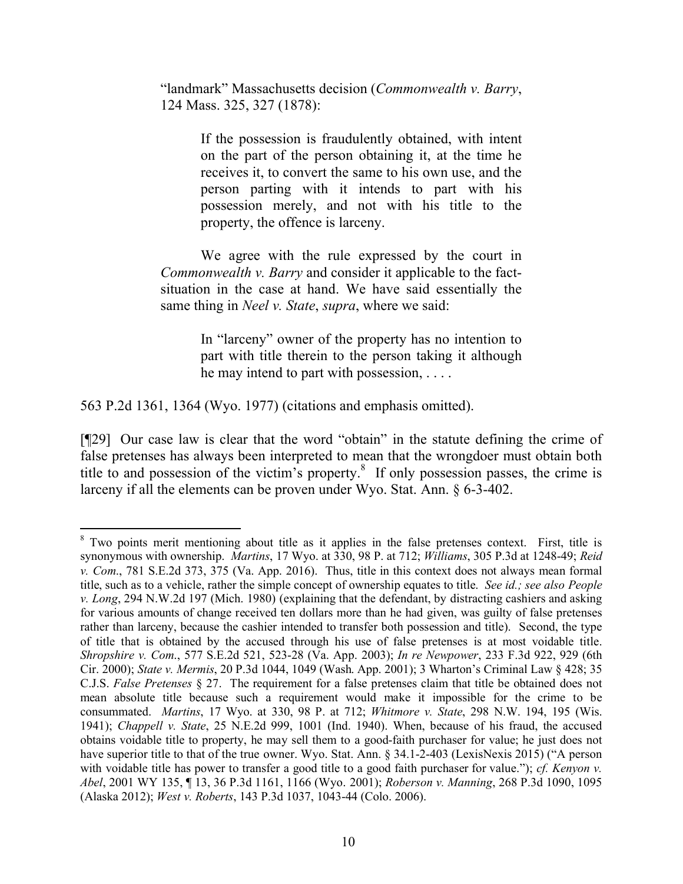"landmark" Massachusetts decision (*Commonwealth v. Barry*, 124 Mass. 325, 327 (1878):

> If the possession is fraudulently obtained, with intent on the part of the person obtaining it, at the time he receives it, to convert the same to his own use, and the person parting with it intends to part with his possession merely, and not with his title to the property, the offence is larceny.
>
> We agree with the rule expressed by the court in *Commonwealth v. Barry* and consider it applicable to the fact-situation in the case at hand. We have said essentially the same thing in *Neel v. State*, *supra*, where we said:
>
> > In "larceny" owner of the property has no intention to part with title therein to the person taking it although he may intend to part with possession, . . . .

563 P.2d 1361, 1364 (Wyo. 1977) (citations and emphasis omitted).

[¶29] Our case law is clear that the word "obtain" in the statute defining the crime of false pretenses has always been interpreted to mean that the wrongdoer must obtain both title to and possession of the victim's property.[8] If only possession passes, the crime is larceny if all the elements can be proven under Wyo. Stat. Ann. § 6-3-402.

---

[8] Two points merit mentioning about title as it applies in the false pretenses context. First, title is synonymous with ownership. *Martins*, 17 Wyo. at 330, 98 P. at 712; *Williams*, 305 P.3d at 1248-49; *Reid v. Com*., 781 S.E.2d 373, 375 (Va. App. 2016). Thus, title in this context does not always mean formal title, such as to a vehicle, rather the simple concept of ownership equates to title. *See id.; see also People v. Long*, 294 N.W.2d 197 (Mich. 1980) (explaining that the defendant, by distracting cashiers and asking for various amounts of change received ten dollars more than he had given, was guilty of false pretenses rather than larceny, because the cashier intended to transfer both possession and title). Second, the type of title that is obtained by the accused through his use of false pretenses is at most voidable title. *Shropshire v. Com*., 577 S.E.2d 521, 523-28 (Va. App. 2003); *In re Newpower*, 233 F.3d 922, 929 (6th Cir. 2000); *State v. Mermis*, 20 P.3d 1044, 1049 (Wash. App. 2001); 3 Wharton's Criminal Law § 428; 35 C.J.S. *False Pretenses* § 27. The requirement for a false pretenses claim that title be obtained does not mean absolute title because such a requirement would make it impossible for the crime to be consummated. *Martins*, 17 Wyo. at 330, 98 P. at 712; *Whitmore v. State*, 298 N.W. 194, 195 (Wis. 1941); *Chappell v. State*, 25 N.E.2d 999, 1001 (Ind. 1940). When, because of his fraud, the accused obtains voidable title to property, he may sell them to a good-faith purchaser for value; he just does not have superior title to that of the true owner. Wyo. Stat. Ann. § 34.1-2-403 (LexisNexis 2015) ("A person with voidable title has power to transfer a good title to a good faith purchaser for value."); *cf. Kenyon v. Abel*, 2001 WY 135, ¶ 13, 36 P.3d 1161, 1166 (Wyo. 2001); *Roberson v. Manning*, 268 P.3d 1090, 1095 (Alaska 2012); *West v. Roberts*, 143 P.3d 1037, 1043-44 (Colo. 2006).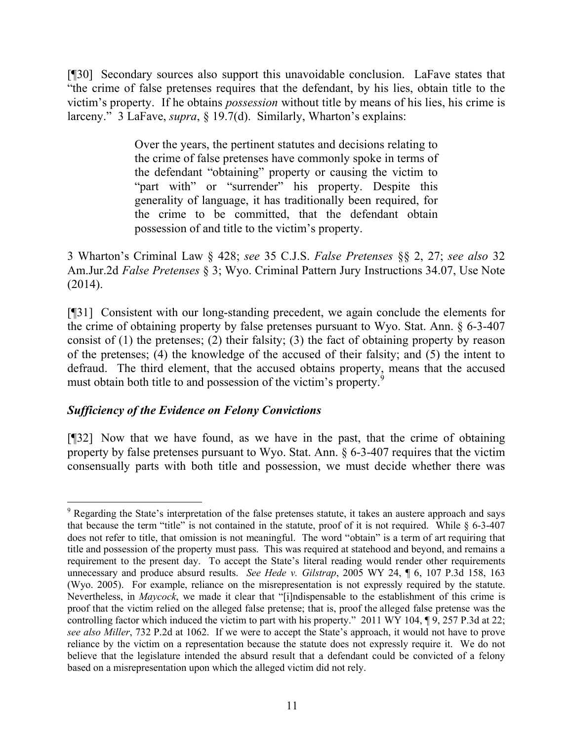[¶30] Secondary sources also support this unavoidable conclusion. LaFave states that "the crime of false pretenses requires that the defendant, by his lies, obtain title to the victim's property. If he obtains *possession* without title by means of his lies, his crime is larceny." 3 LaFave, *supra*, § 19.7(d). Similarly, Wharton's explains:

> Over the years, the pertinent statutes and decisions relating to the crime of false pretenses have commonly spoke in terms of the defendant "obtaining" property or causing the victim to "part with" or "surrender" his property. Despite this generality of language, it has traditionally been required, for the crime to be committed, that the defendant obtain possession of and title to the victim's property.

3 Wharton's Criminal Law § 428; *see* 35 C.J.S. *False Pretenses* §§ 2, 27; *see also* 32 Am.Jur.2d *False Pretenses* § 3; Wyo. Criminal Pattern Jury Instructions 34.07, Use Note (2014).

[¶31] Consistent with our long-standing precedent, we again conclude the elements for the crime of obtaining property by false pretenses pursuant to Wyo. Stat. Ann. § 6-3-407 consist of (1) the pretenses; (2) their falsity; (3) the fact of obtaining property by reason of the pretenses; (4) the knowledge of the accused of their falsity; and (5) the intent to defraud. The third element, that the accused obtains property, means that the accused must obtain both title to and possession of the victim's property.[9]

### *Sufficiency of the Evidence on Felony Convictions*

[¶32] Now that we have found, as we have in the past, that the crime of obtaining property by false pretenses pursuant to Wyo. Stat. Ann. § 6-3-407 requires that the victim consensually parts with both title and possession, we must decide whether there was

---

[9] Regarding the State's interpretation of the false pretenses statute, it takes an austere approach and says that because the term "title" is not contained in the statute, proof of it is not required. While § 6-3-407 does not refer to title, that omission is not meaningful. The word "obtain" is a term of art requiring that title and possession of the property must pass. This was required at statehood and beyond, and remains a requirement to the present day. To accept the State's literal reading would render other requirements unnecessary and produce absurd results. *See Hede v. Gilstrap*, 2005 WY 24, ¶ 6, 107 P.3d 158, 163 (Wyo. 2005). For example, reliance on the misrepresentation is not expressly required by the statute. Nevertheless, in *Maycock*, we made it clear that "[i]ndispensable to the establishment of this crime is proof that the victim relied on the alleged false pretense; that is, proof the alleged false pretense was the controlling factor which induced the victim to part with his property." 2011 WY 104, ¶ 9, 257 P.3d at 22; *see also Miller*, 732 P.2d at 1062. If we were to accept the State's approach, it would not have to prove reliance by the victim on a representation because the statute does not expressly require it. We do not believe that the legislature intended the absurd result that a defendant could be convicted of a felony based on a misrepresentation upon which the alleged victim did not rely.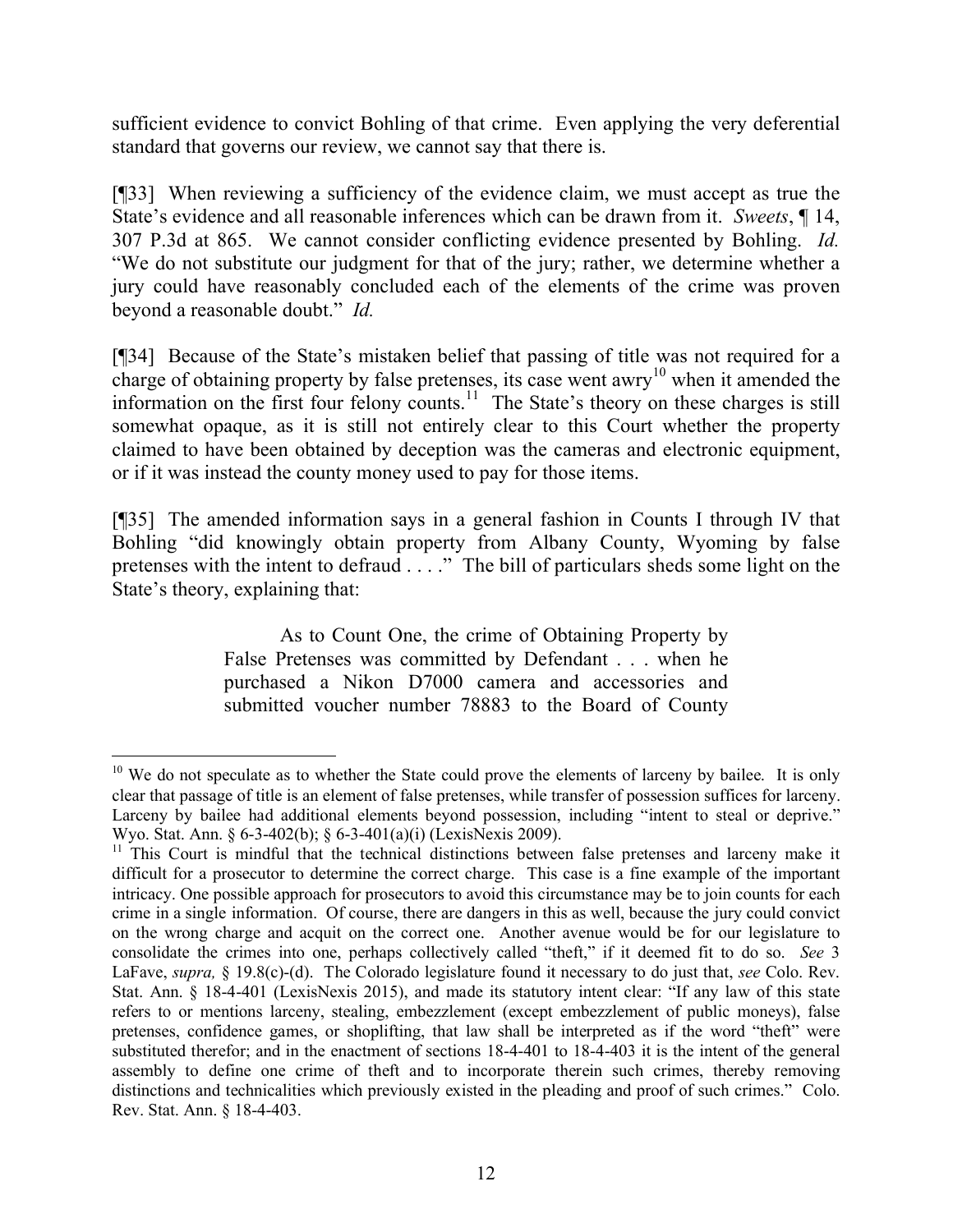sufficient evidence to convict Bohling of that crime. Even applying the very deferential standard that governs our review, we cannot say that there is.

[¶33] When reviewing a sufficiency of the evidence claim, we must accept as true the State's evidence and all reasonable inferences which can be drawn from it. *Sweets*, ¶ 14, 307 P.3d at 865. We cannot consider conflicting evidence presented by Bohling. *Id.* "We do not substitute our judgment for that of the jury; rather, we determine whether a jury could have reasonably concluded each of the elements of the crime was proven beyond a reasonable doubt." *Id.*

[¶34] Because of the State's mistaken belief that passing of title was not required for a charge of obtaining property by false pretenses, its case went awry[10] when it amended the information on the first four felony counts.[11] The State's theory on these charges is still somewhat opaque, as it is still not entirely clear to this Court whether the property claimed to have been obtained by deception was the cameras and electronic equipment, or if it was instead the county money used to pay for those items.

[¶35] The amended information says in a general fashion in Counts I through IV that Bohling "did knowingly obtain property from Albany County, Wyoming by false pretenses with the intent to defraud . . . ." The bill of particulars sheds some light on the State's theory, explaining that:

> As to Count One, the crime of Obtaining Property by False Pretenses was committed by Defendant . . . when he purchased a Nikon D7000 camera and accessories and submitted voucher number 78883 to the Board of County

---

[10] We do not speculate as to whether the State could prove the elements of larceny by bailee. It is only clear that passage of title is an element of false pretenses, while transfer of possession suffices for larceny. Larceny by bailee had additional elements beyond possession, including "intent to steal or deprive." Wyo. Stat. Ann. § 6-3-402(b); § 6-3-401(a)(i) (LexisNexis 2009).

[11] This Court is mindful that the technical distinctions between false pretenses and larceny make it difficult for a prosecutor to determine the correct charge. This case is a fine example of the important intricacy. One possible approach for prosecutors to avoid this circumstance may be to join counts for each crime in a single information. Of course, there are dangers in this as well, because the jury could convict on the wrong charge and acquit on the correct one. Another avenue would be for our legislature to consolidate the crimes into one, perhaps collectively called "theft," if it deemed fit to do so. *See* 3 LaFave, *supra,* § 19.8(c)-(d). The Colorado legislature found it necessary to do just that, *see* Colo. Rev. Stat. Ann. § 18-4-401 (LexisNexis 2015), and made its statutory intent clear: "If any law of this state refers to or mentions larceny, stealing, embezzlement (except embezzlement of public moneys), false pretenses, confidence games, or shoplifting, that law shall be interpreted as if the word "theft" were substituted therefor; and in the enactment of sections 18-4-401 to 18-4-403 it is the intent of the general assembly to define one crime of theft and to incorporate therein such crimes, thereby removing distinctions and technicalities which previously existed in the pleading and proof of such crimes." Colo. Rev. Stat. Ann. § 18-4-403.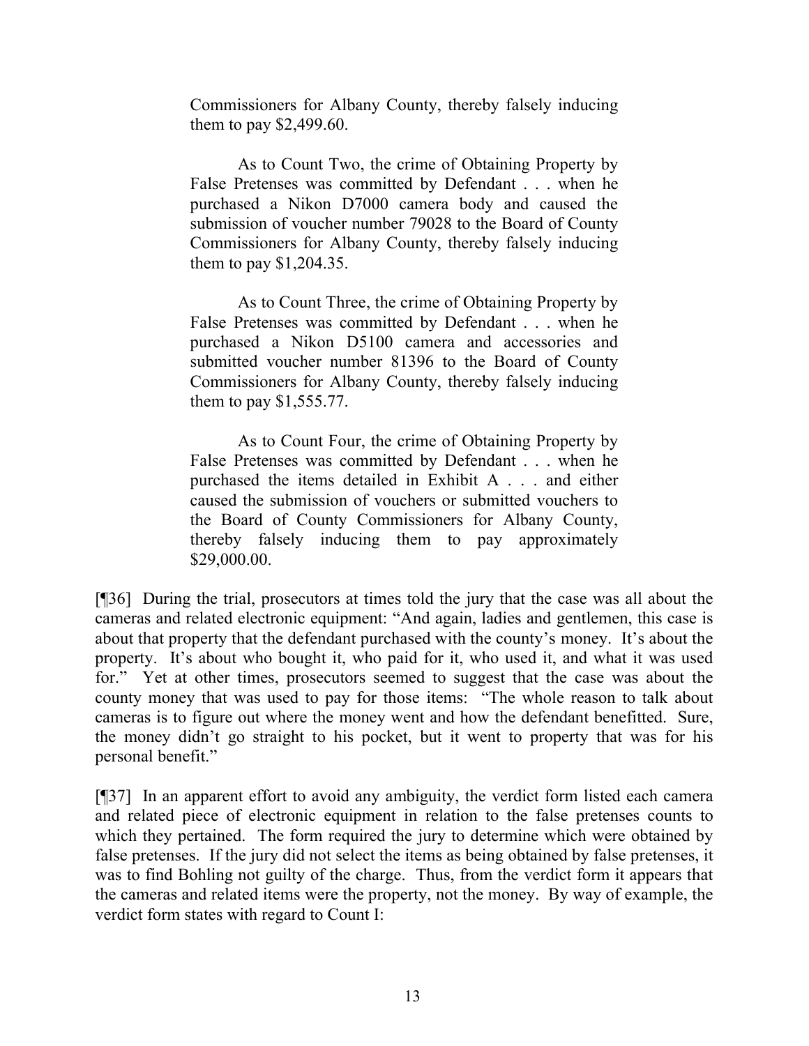> Commissioners for Albany County, thereby falsely inducing them to pay $2,499.60.
>
> As to Count Two, the crime of Obtaining Property by False Pretenses was committed by Defendant . . . when he purchased a Nikon D7000 camera body and caused the submission of voucher number 79028 to the Board of County Commissioners for Albany County, thereby falsely inducing them to pay $1,204.35.
>
> As to Count Three, the crime of Obtaining Property by False Pretenses was committed by Defendant . . . when he purchased a Nikon D5100 camera and accessories and submitted voucher number 81396 to the Board of County Commissioners for Albany County, thereby falsely inducing them to pay $1,555.77.
>
> As to Count Four, the crime of Obtaining Property by False Pretenses was committed by Defendant . . . when he purchased the items detailed in Exhibit A . . . and either caused the submission of vouchers or submitted vouchers to the Board of County Commissioners for Albany County, thereby falsely inducing them to pay approximately $29,000.00.

[¶36] During the trial, prosecutors at times told the jury that the case was all about the cameras and related electronic equipment: "And again, ladies and gentlemen, this case is about that property that the defendant purchased with the county's money. It's about the property. It's about who bought it, who paid for it, who used it, and what it was used for." Yet at other times, prosecutors seemed to suggest that the case was about the county money that was used to pay for those items: "The whole reason to talk about cameras is to figure out where the money went and how the defendant benefitted. Sure, the money didn't go straight to his pocket, but it went to property that was for his personal benefit."

[¶37] In an apparent effort to avoid any ambiguity, the verdict form listed each camera and related piece of electronic equipment in relation to the false pretenses counts to which they pertained. The form required the jury to determine which were obtained by false pretenses. If the jury did not select the items as being obtained by false pretenses, it was to find Bohling not guilty of the charge. Thus, from the verdict form it appears that the cameras and related items were the property, not the money. By way of example, the verdict form states with regard to Count I: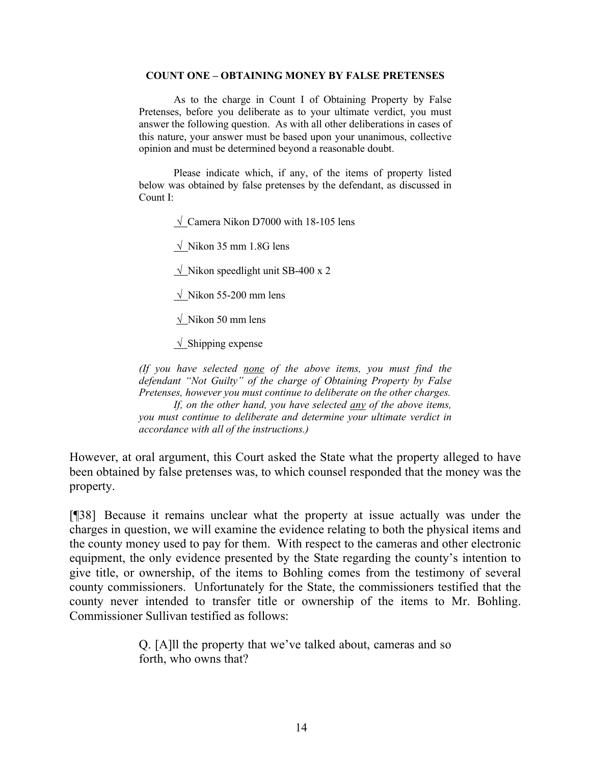**COUNT ONE – OBTAINING MONEY BY FALSE PRETENSES**

> As to the charge in Count I of Obtaining Property by False Pretenses, before you deliberate as to your ultimate verdict, you must answer the following question. As with all other deliberations in cases of this nature, your answer must be based upon your unanimous, collective opinion and must be determined beyond a reasonable doubt.
>
> Please indicate which, if any, of the items of property listed below was obtained by false pretenses by the defendant, as discussed in Count I:
>
> √ Camera Nikon D7000 with 18-105 lens
>
> √ Nikon 35 mm 1.8G lens
>
> √ Nikon speedlight unit SB-400 x 2
>
> √ Nikon 55-200 mm lens
>
> √ Nikon 50 mm lens
>
> √ Shipping expense
>
> *(If you have selected none of the above items, you must find the defendant "Not Guilty" of the charge of Obtaining Property by False Pretenses, however you must continue to deliberate on the other charges.*
>
> *If, on the other hand, you have selected any of the above items, you must continue to deliberate and determine your ultimate verdict in accordance with all of the instructions.)*

However, at oral argument, this Court asked the State what the property alleged to have been obtained by false pretenses was, to which counsel responded that the money was the property.

[¶38] Because it remains unclear what the property at issue actually was under the charges in question, we will examine the evidence relating to both the physical items and the county money used to pay for them. With respect to the cameras and other electronic equipment, the only evidence presented by the State regarding the county's intention to give title, or ownership, of the items to Bohling comes from the testimony of several county commissioners. Unfortunately for the State, the commissioners testified that the county never intended to transfer title or ownership of the items to Mr. Bohling. Commissioner Sullivan testified as follows:

> Q. [A]ll the property that we've talked about, cameras and so forth, who owns that?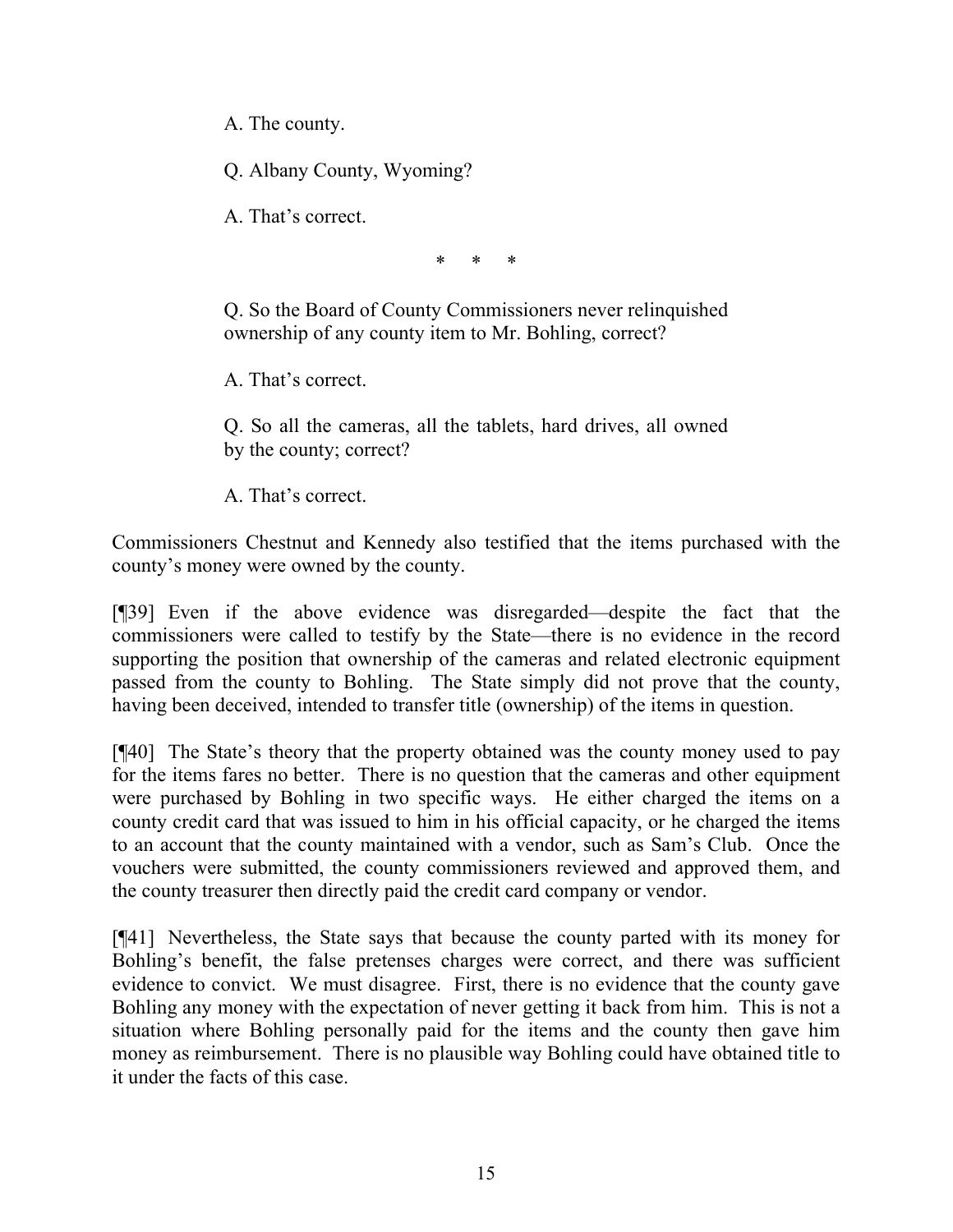> A. The county.
>
> Q. Albany County, Wyoming?
>
> A. That's correct.
>
> \* \* \*
>
> Q. So the Board of County Commissioners never relinquished ownership of any county item to Mr. Bohling, correct?
>
> A. That's correct.
>
> Q. So all the cameras, all the tablets, hard drives, all owned by the county; correct?
>
> A. That's correct.

Commissioners Chestnut and Kennedy also testified that the items purchased with the county's money were owned by the county.

[¶39] Even if the above evidence was disregarded—despite the fact that the commissioners were called to testify by the State—there is no evidence in the record supporting the position that ownership of the cameras and related electronic equipment passed from the county to Bohling. The State simply did not prove that the county, having been deceived, intended to transfer title (ownership) of the items in question.

[¶40] The State's theory that the property obtained was the county money used to pay for the items fares no better. There is no question that the cameras and other equipment were purchased by Bohling in two specific ways. He either charged the items on a county credit card that was issued to him in his official capacity, or he charged the items to an account that the county maintained with a vendor, such as Sam's Club. Once the vouchers were submitted, the county commissioners reviewed and approved them, and the county treasurer then directly paid the credit card company or vendor.

[¶41] Nevertheless, the State says that because the county parted with its money for Bohling's benefit, the false pretenses charges were correct, and there was sufficient evidence to convict. We must disagree. First, there is no evidence that the county gave Bohling any money with the expectation of never getting it back from him. This is not a situation where Bohling personally paid for the items and the county then gave him money as reimbursement. There is no plausible way Bohling could have obtained title to it under the facts of this case.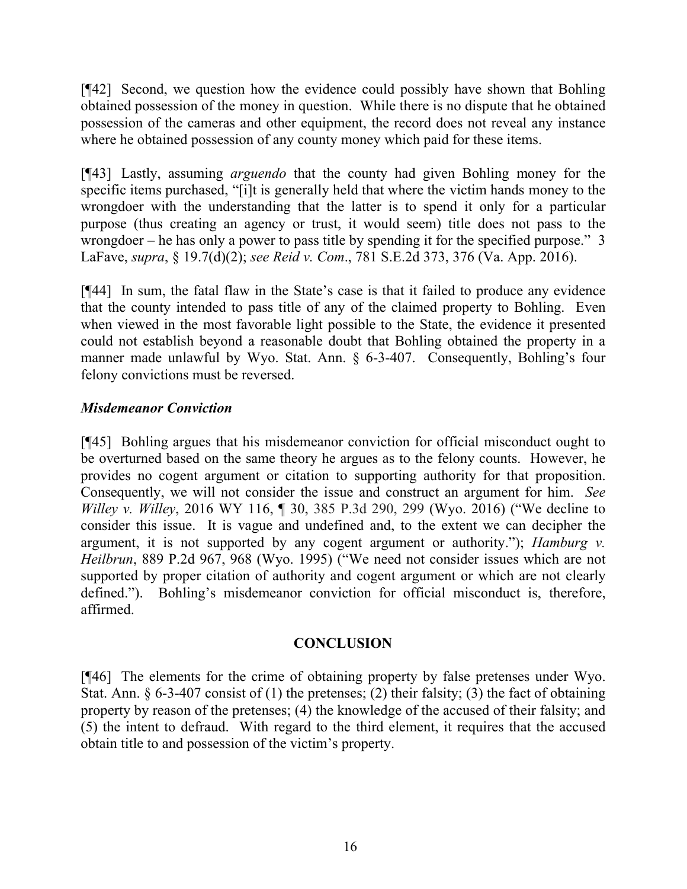[¶42] Second, we question how the evidence could possibly have shown that Bohling obtained possession of the money in question. While there is no dispute that he obtained possession of the cameras and other equipment, the record does not reveal any instance where he obtained possession of any county money which paid for these items.

[¶43] Lastly, assuming *arguendo* that the county had given Bohling money for the specific items purchased, "[i]t is generally held that where the victim hands money to the wrongdoer with the understanding that the latter is to spend it only for a particular purpose (thus creating an agency or trust, it would seem) title does not pass to the wrongdoer – he has only a power to pass title by spending it for the specified purpose." 3 LaFave, *supra*, § 19.7(d)(2); *see Reid v. Com*., 781 S.E.2d 373, 376 (Va. App. 2016).

[¶44] In sum, the fatal flaw in the State's case is that it failed to produce any evidence that the county intended to pass title of any of the claimed property to Bohling. Even when viewed in the most favorable light possible to the State, the evidence it presented could not establish beyond a reasonable doubt that Bohling obtained the property in a manner made unlawful by Wyo. Stat. Ann. § 6-3-407. Consequently, Bohling's four felony convictions must be reversed.

### *Misdemeanor Conviction*

[¶45] Bohling argues that his misdemeanor conviction for official misconduct ought to be overturned based on the same theory he argues as to the felony counts. However, he provides no cogent argument or citation to supporting authority for that proposition. Consequently, we will not consider the issue and construct an argument for him. *See Willey v. Willey*, 2016 WY 116, ¶ 30, 385 P.3d 290, 299 (Wyo. 2016) ("We decline to consider this issue. It is vague and undefined and, to the extent we can decipher the argument, it is not supported by any cogent argument or authority."); *Hamburg v. Heilbrun*, 889 P.2d 967, 968 (Wyo. 1995) ("We need not consider issues which are not supported by proper citation of authority and cogent argument or which are not clearly defined."). Bohling's misdemeanor conviction for official misconduct is, therefore, affirmed.

## CONCLUSION

[¶46] The elements for the crime of obtaining property by false pretenses under Wyo. Stat. Ann. § 6-3-407 consist of (1) the pretenses; (2) their falsity; (3) the fact of obtaining property by reason of the pretenses; (4) the knowledge of the accused of their falsity; and (5) the intent to defraud. With regard to the third element, it requires that the accused obtain title to and possession of the victim's property.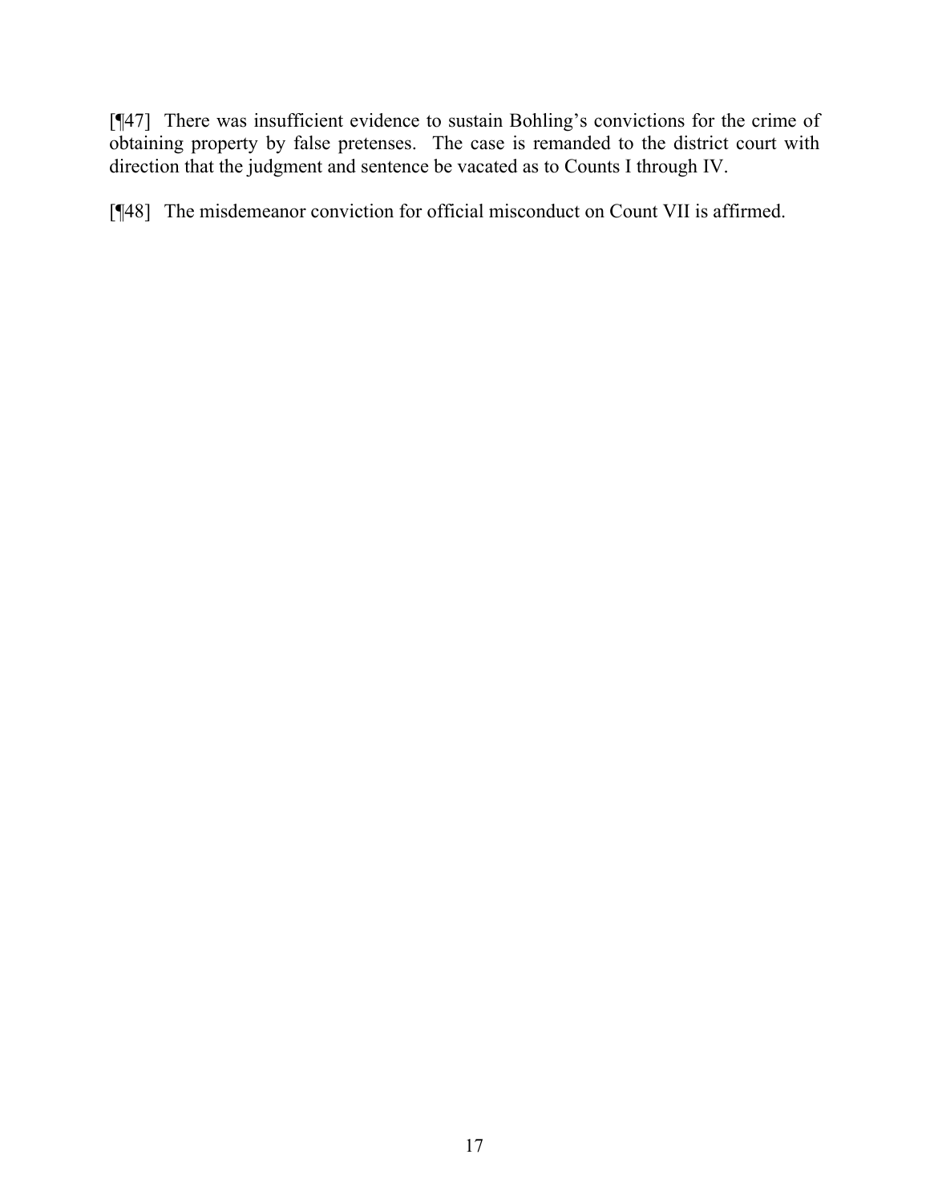[¶47] There was insufficient evidence to sustain Bohling's convictions for the crime of obtaining property by false pretenses. The case is remanded to the district court with direction that the judgment and sentence be vacated as to Counts I through IV.

[¶48] The misdemeanor conviction for official misconduct on Count VII is affirmed.